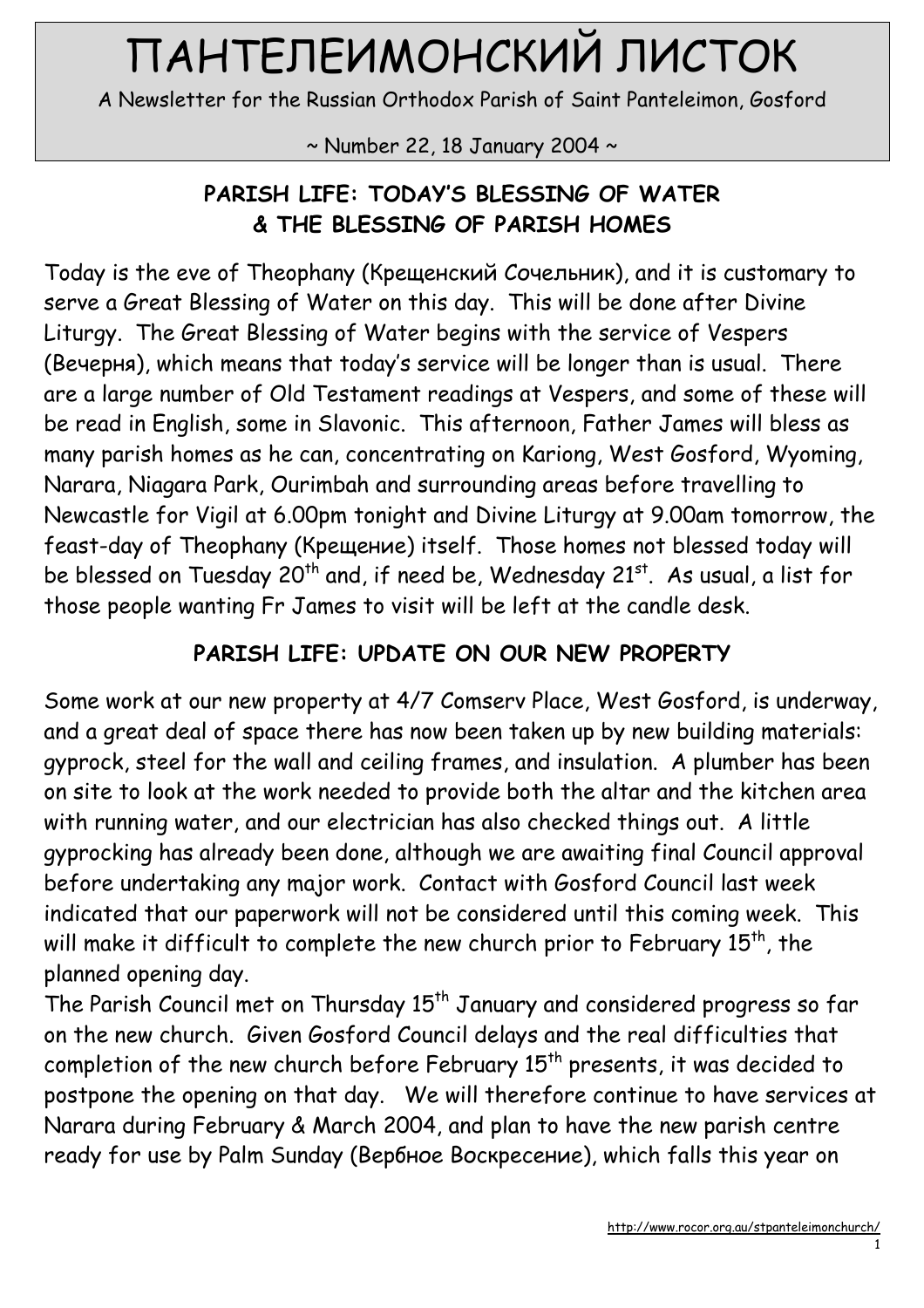# ПАНТЕЛЕИМОНСКИЙ ЛИСТОК

A Newsletter for the Russian Orthodox Parish of Saint Panteleimon, Gosford

~ Number 22, 18 January 2004 ~

## PARISH LIFE: TODAY'S BLESSING OF WATER & THE BLESSING OF PARISH HOMES

Today is the eve of Theophany (Крещенский Сочельник), and it is customary to serve a Great Blessing of Water on this day. This will be done after Divine Liturgy. The Great Blessing of Water begins with the service of Vespers (Вечерня), which means that today's service will be longer than is usual. There are a large number of Old Testament readings at Vespers, and some of these will be read in English, some in Slavonic. This afternoon, Father James will bless as many parish homes as he can, concentrating on Kariong, West Gosford, Wyoming, Narara, Niagara Park, Ourimbah and surrounding areas before travelling to Newcastle for Vigil at 6.00pm tonight and Divine Liturgy at 9.00am tomorrow, the feast-day of Theophany (Крещение) itself. Those homes not blessed today will be blessed on Tuesday 20th and, if need be, Wednesday 21st. As usual, a list for those people wanting Fr James to visit will be left at the candle desk.

## PARISH LIFE: UPDATE ON OUR NEW PROPERTY

Some work at our new property at 4/7 Comserv Place, West Gosford, is underway, and a great deal of space there has now been taken up by new building materials: gyprock, steel for the wall and ceiling frames, and insulation. A plumber has been on site to look at the work needed to provide both the altar and the kitchen area with running water, and our electrician has also checked things out. A little gyprocking has already been done, although we are awaiting final Council approval before undertaking any major work. Contact with Gosford Council last week indicated that our paperwork will not be considered until this coming week. This will make it difficult to complete the new church prior to February 15th, the planned opening day.

The Parish Council met on Thursday 15th January and considered progress so far on the new church. Given Gosford Council delays and the real difficulties that completion of the new church before February 15th presents, it was decided to postpone the opening on that day. We will therefore continue to have services at Narara during February & March 2004, and plan to have the new parish centre ready for use by Palm Sunday (Вербное Воскресение), which falls this year on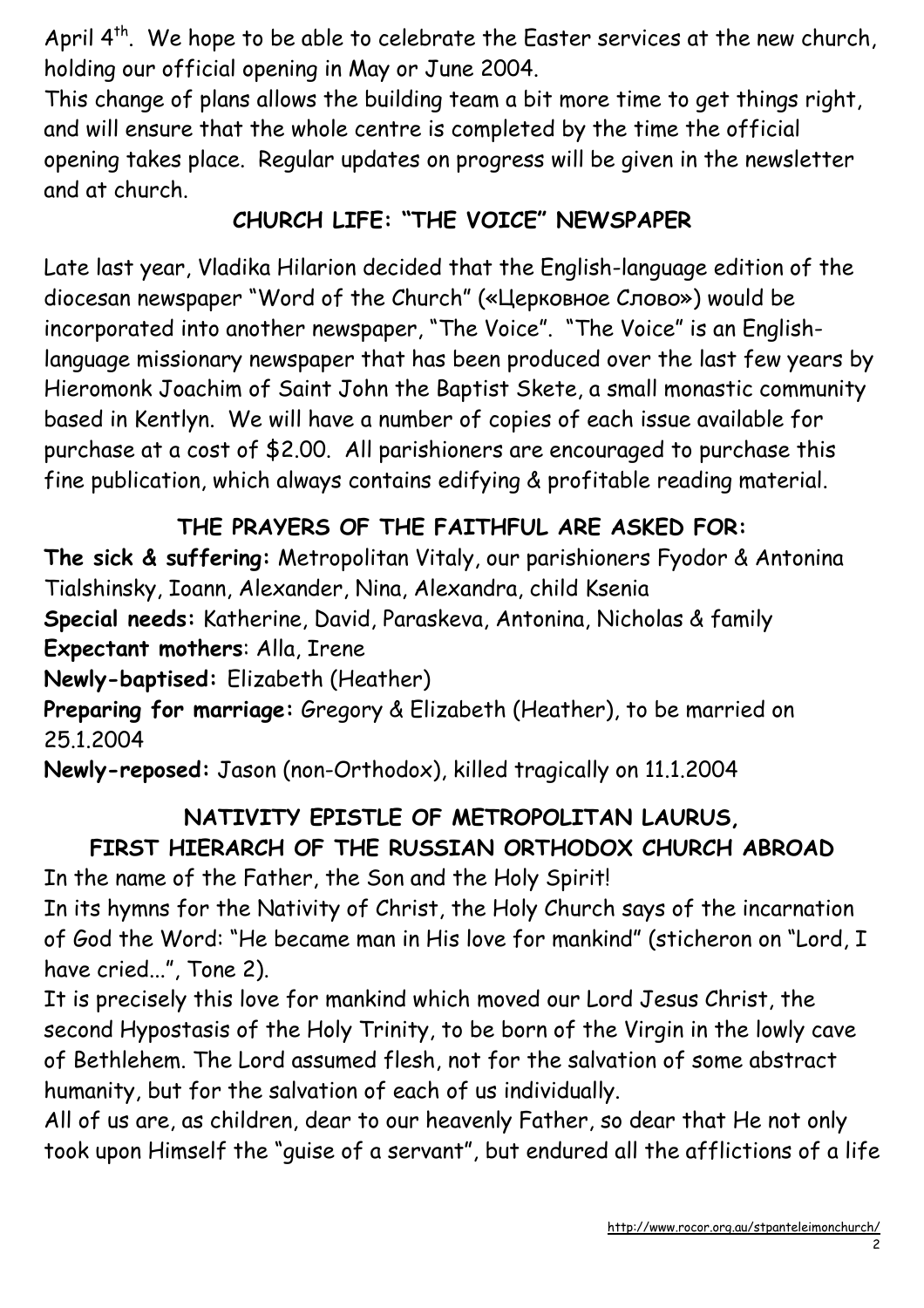April 4th. We hope to be able to celebrate the Easter services at the new church, holding our official opening in May or June 2004.

This change of plans allows the building team a bit more time to get things right, and will ensure that the whole centre is completed by the time the official opening takes place. Regular updates on progress will be given in the newsletter and at church.

## CHURCH LIFE: "THE VOICE" NEWSPAPER

Late last year, Vladika Hilarion decided that the English-language edition of the diocesan newspaper "Word of the Church" («Церковное Слово») would be incorporated into another newspaper, "The Voice". "The Voice" is an English-language missionary newspaper that has been produced over the last few years by Hieromonk Joachim of Saint John the Baptist Skete, a small monastic community based in Kentlyn. We will have a number of copies of each issue available for purchase at a cost of $2.00. All parishioners are encouraged to purchase this fine publication, which always contains edifying & profitable reading material.

## THE PRAYERS OF THE FAITHFUL ARE ASKED FOR:

**The sick & suffering:** Metropolitan Vitaly, our parishioners Fyodor & Antonina Tialshinsky, Ioann, Alexander, Nina, Alexandra, child Ksenia

**Special needs:** Katherine, David, Paraskeva, Antonina, Nicholas & family

**Expectant mothers**: Alla, Irene

**Newly-baptised:** Elizabeth (Heather)

**Preparing for marriage:** Gregory & Elizabeth (Heather), to be married on 25.1.2004

**Newly-reposed:** Jason (non-Orthodox), killed tragically on 11.1.2004

## NATIVITY EPISTLE OF METROPOLITAN LAURUS, FIRST HIERARCH OF THE RUSSIAN ORTHODOX CHURCH ABROAD

In the name of the Father, the Son and the Holy Spirit!

In its hymns for the Nativity of Christ, the Holy Church says of the incarnation of God the Word: "He became man in His love for mankind" (sticheron on "Lord, I have cried...", Tone 2).

It is precisely this love for mankind which moved our Lord Jesus Christ, the second Hypostasis of the Holy Trinity, to be born of the Virgin in the lowly cave of Bethlehem. The Lord assumed flesh, not for the salvation of some abstract humanity, but for the salvation of each of us individually.

All of us are, as children, dear to our heavenly Father, so dear that He not only took upon Himself the "guise of a servant", but endured all the afflictions of a life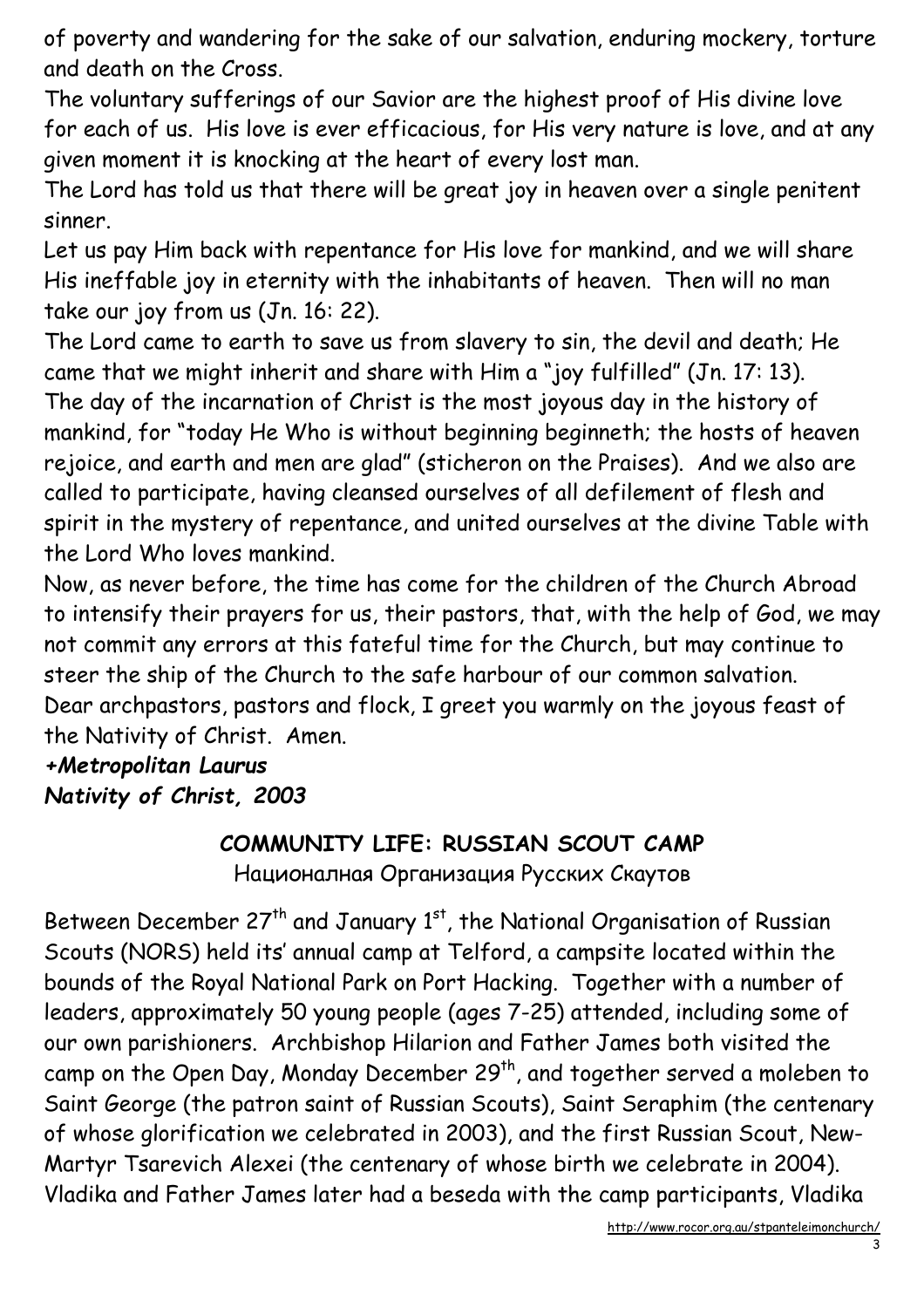of poverty and wandering for the sake of our salvation, enduring mockery, torture and death on the Cross.

The voluntary sufferings of our Savior are the highest proof of His divine love for each of us. His love is ever efficacious, for His very nature is love, and at any given moment it is knocking at the heart of every lost man.

The Lord has told us that there will be great joy in heaven over a single penitent sinner.

Let us pay Him back with repentance for His love for mankind, and we will share His ineffable joy in eternity with the inhabitants of heaven. Then will no man take our joy from us (Jn. 16: 22).

The Lord came to earth to save us from slavery to sin, the devil and death; He came that we might inherit and share with Him a "joy fulfilled" (Jn. 17: 13).

The day of the incarnation of Christ is the most joyous day in the history of mankind, for "today He Who is without beginning beginneth; the hosts of heaven rejoice, and earth and men are glad" (sticheron on the Praises). And we also are called to participate, having cleansed ourselves of all defilement of flesh and spirit in the mystery of repentance, and united ourselves at the divine Table with the Lord Who loves mankind.

Now, as never before, the time has come for the children of the Church Abroad to intensify their prayers for us, their pastors, that, with the help of God, we may not commit any errors at this fateful time for the Church, but may continue to steer the ship of the Church to the safe harbour of our common salvation.

Dear archpastors, pastors and flock, I greet you warmly on the joyous feast of the Nativity of Christ. Amen.

***+Metropolitan Laurus***
***Nativity of Christ, 2003***

## COMMUNITY LIFE: RUSSIAN SCOUT CAMP

Националная Организация Русских Скаутов

Between December 27th and January 1st, the National Organisation of Russian Scouts (NORS) held its' annual camp at Telford, a campsite located within the bounds of the Royal National Park on Port Hacking. Together with a number of leaders, approximately 50 young people (ages 7-25) attended, including some of our own parishioners. Archbishop Hilarion and Father James both visited the camp on the Open Day, Monday December 29th, and together served a moleben to Saint George (the patron saint of Russian Scouts), Saint Seraphim (the centenary of whose glorification we celebrated in 2003), and the first Russian Scout, New-Martyr Tsarevich Alexei (the centenary of whose birth we celebrate in 2004). Vladika and Father James later had a beseda with the camp participants, Vladika

http://www.rocor.org.au/stpanteleimonchurch/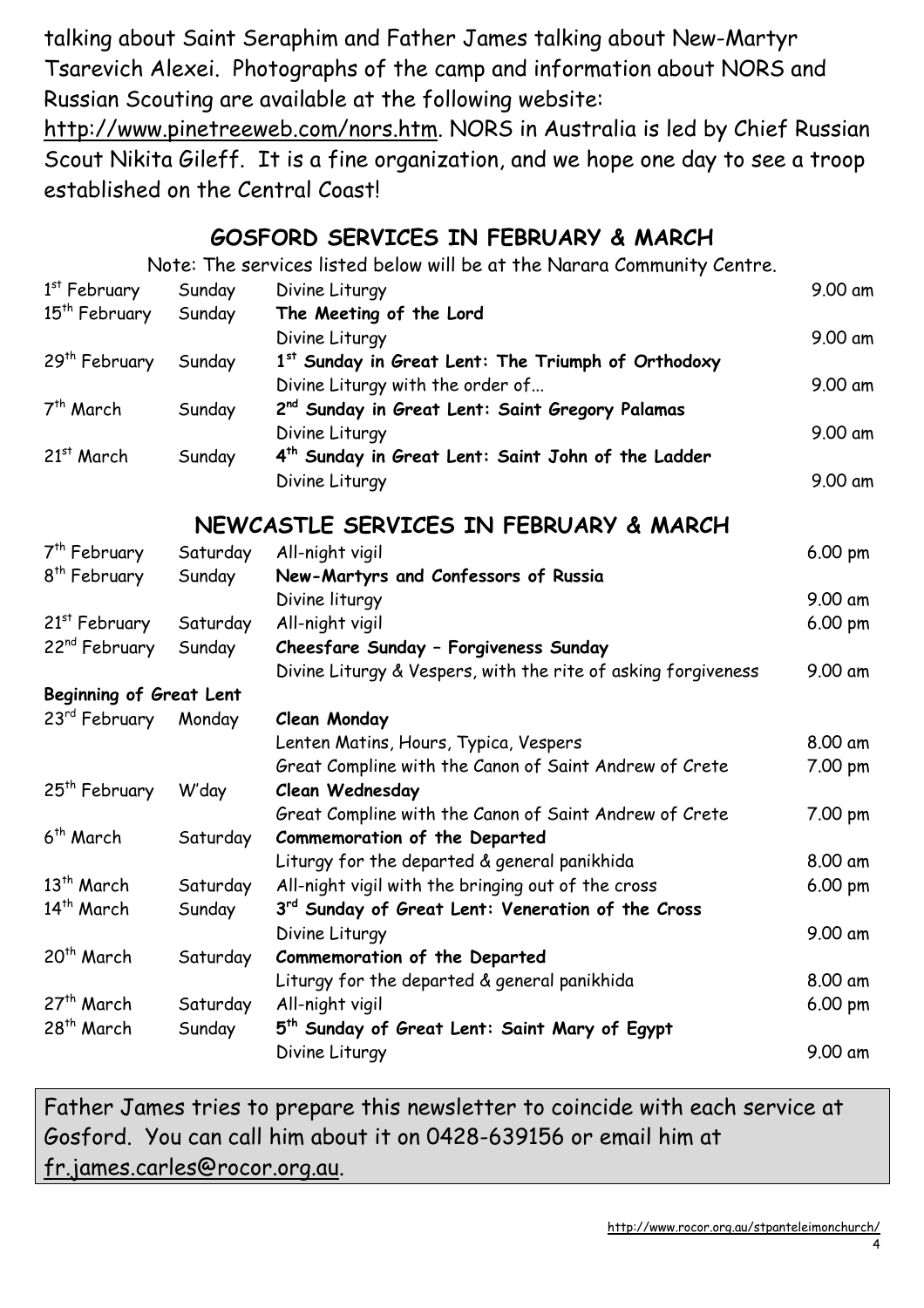talking about Saint Seraphim and Father James talking about New-Martyr Tsarevich Alexei. Photographs of the camp and information about NORS and Russian Scouting are available at the following website: http://www.pinetreeweb.com/nors.htm. NORS in Australia is led by Chief Russian Scout Nikita Gileff. It is a fine organization, and we hope one day to see a troop established on the Central Coast!

## GOSFORD SERVICES IN FEBRUARY & MARCH

Note: The services listed below will be at the Narara Community Centre.

| | | | |
|---|---|---|---|
| 1st February | Sunday | Divine Liturgy | 9.00 am |
| 15th February | Sunday | **The Meeting of the Lord** | |
| | | Divine Liturgy | 9.00 am |
| 29th February | Sunday | **1st Sunday in Great Lent: The Triumph of Orthodoxy** | |
| | | Divine Liturgy with the order of... | 9.00 am |
| 7th March | Sunday | **2nd Sunday in Great Lent: Saint Gregory Palamas** | |
| | | Divine Liturgy | 9.00 am |
| 21st March | Sunday | **4th Sunday in Great Lent: Saint John of the Ladder** | |
| | | Divine Liturgy | 9.00 am |

## NEWCASTLE SERVICES IN FEBRUARY & MARCH

| | | | |
|---|---|---|---|
| 7th February | Saturday | All-night vigil | 6.00 pm |
| 8th February | Sunday | **New-Martyrs and Confessors of Russia** | |
| | | Divine liturgy | 9.00 am |
| 21st February | Saturday | All-night vigil | 6.00 pm |
| 22nd February | Sunday | **Cheesfare Sunday – Forgiveness Sunday** | |
| | | Divine Liturgy & Vespers, with the rite of asking forgiveness | 9.00 am |
| **Beginning of Great Lent** | | | |
| 23rd February | Monday | **Clean Monday** | |
| | | Lenten Matins, Hours, Typica, Vespers | 8.00 am |
| | | Great Compline with the Canon of Saint Andrew of Crete | 7.00 pm |
| 25th February | W'day | **Clean Wednesday** | |
| | | Great Compline with the Canon of Saint Andrew of Crete | 7.00 pm |
| 6th March | Saturday | **Commemoration of the Departed** | |
| | | Liturgy for the departed & general panikhida | 8.00 am |
| 13th March | Saturday | All-night vigil with the bringing out of the cross | 6.00 pm |
| 14th March | Sunday | **3rd Sunday of Great Lent: Veneration of the Cross** | |
| | | Divine Liturgy | 9.00 am |
| 20th March | Saturday | **Commemoration of the Departed** | |
| | | Liturgy for the departed & general panikhida | 8.00 am |
| 27th March | Saturday | All-night vigil | 6.00 pm |
| 28th March | Sunday | **5th Sunday of Great Lent: Saint Mary of Egypt** | |
| | | Divine Liturgy | 9.00 am |

Father James tries to prepare this newsletter to coincide with each service at Gosford. You can call him about it on 0428-639156 or email him at fr.james.carles@rocor.org.au.

http://www.rocor.org.au/stpanteleimonchurch/